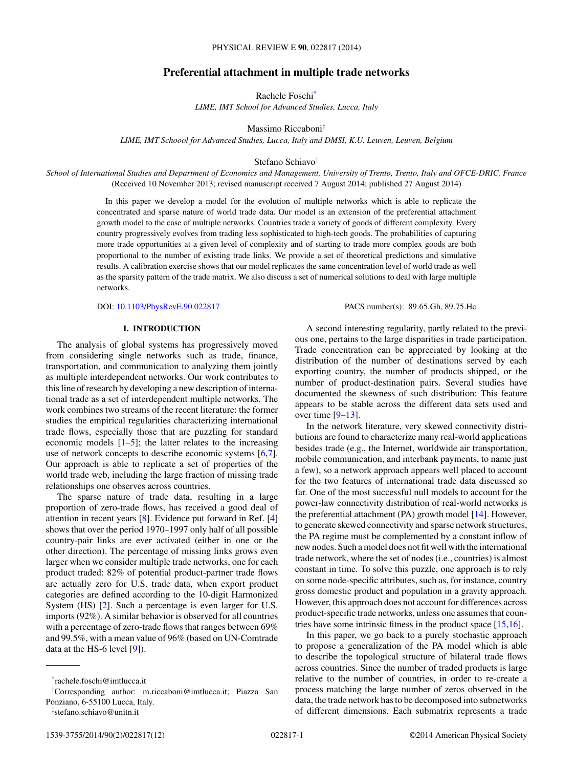# Preferential attachment in multiple trade networks

Rachele Foschi[*]

*LIME, IMT School for Advanced Studies, Lucca, Italy*

Massimo Riccaboni[†]

*LIME, IMT Schoool for Advanced Studies, Lucca, Italy and DMSI, K.U. Leuven, Leuven, Belgium*

Stefano Schiavo[‡]

*School of International Studies and Department of Economics and Management, University of Trento, Trento, Italy and OFCE-DRIC, France*

(Received 10 November 2013; revised manuscript received 7 August 2014; published 27 August 2014)

In this paper we develop a model for the evolution of multiple networks which is able to replicate the concentrated and sparse nature of world trade data. Our model is an extension of the preferential attachment growth model to the case of multiple networks. Countries trade a variety of goods of different complexity. Every country progressively evolves from trading less sophisticated to high-tech goods. The probabilities of capturing more trade opportunities at a given level of complexity and of starting to trade more complex goods are both proportional to the number of existing trade links. We provide a set of theoretical predictions and simulative results. A calibration exercise shows that our model replicates the same concentration level of world trade as well as the sparsity pattern of the trade matrix. We also discuss a set of numerical solutions to deal with large multiple networks.

DOI: 10.1103/PhysRevE.90.022817 PACS number(s): 89.65.Gh, 89.75.Hc

## I. INTRODUCTION

The analysis of global systems has progressively moved from considering single networks such as trade, finance, transportation, and communication to analyzing them jointly as multiple interdependent networks. Our work contributes to this line of research by developing a new description of international trade as a set of interdependent multiple networks. The work combines two streams of the recent literature: the former studies the empirical regularities characterizing international trade flows, especially those that are puzzling for standard economic models [1–5]; the latter relates to the increasing use of network concepts to describe economic systems [6,7]. Our approach is able to replicate a set of properties of the world trade web, including the large fraction of missing trade relationships one observes across countries.

The sparse nature of trade data, resulting in a large proportion of zero-trade flows, has received a good deal of attention in recent years [8]. Evidence put forward in Ref. [4] shows that over the period 1970–1997 only half of all possible country-pair links are ever activated (either in one or the other direction). The percentage of missing links grows even larger when we consider multiple trade networks, one for each product traded: 82% of potential product-partner trade flows are actually zero for U.S. trade data, when export product categories are defined according to the 10-digit Harmonized System (HS) [2]. Such a percentage is even larger for U.S. imports (92%). A similar behavior is observed for all countries with a percentage of zero-trade flows that ranges between 69% and 99.5%, with a mean value of 96% (based on UN-Comtrade data at the HS-6 level [9]).

A second interesting regularity, partly related to the previous one, pertains to the large disparities in trade participation. Trade concentration can be appreciated by looking at the distribution of the number of destinations served by each exporting country, the number of products shipped, or the number of product-destination pairs. Several studies have documented the skewness of such distribution: This feature appears to be stable across the different data sets used and over time [9–13].

In the network literature, very skewed connectivity distributions are found to characterize many real-world applications besides trade (e.g., the Internet, worldwide air transportation, mobile communication, and interbank payments, to name just a few), so a network approach appears well placed to account for the two features of international trade data discussed so far. One of the most successful null models to account for the power-law connectivity distribution of real-world networks is the preferential attachment (PA) growth model [14]. However, to generate skewed connectivity and sparse network structures, the PA regime must be complemented by a constant inflow of new nodes. Such a model does not fit well with the international trade network, where the set of nodes (i.e., countries) is almost constant in time. To solve this puzzle, one approach is to rely on some node-specific attributes, such as, for instance, country gross domestic product and population in a gravity approach. However, this approach does not account for differences across product-specific trade networks, unless one assumes that countries have some intrinsic fitness in the product space [15,16].

In this paper, we go back to a purely stochastic approach to propose a generalization of the PA model which is able to describe the topological structure of bilateral trade flows across countries. Since the number of traded products is large relative to the number of countries, in order to re-create a process matching the large number of zeros observed in the data, the trade network has to be decomposed into subnetworks of different dimensions. Each submatrix represents a trade

---

[*] rachele.foschi@imtlucca.it

[†] Corresponding author: m.riccaboni@imtlucca.it; Piazza San Ponziano, 6-55100 Lucca, Italy.

[‡] stefano.schiavo@unitn.it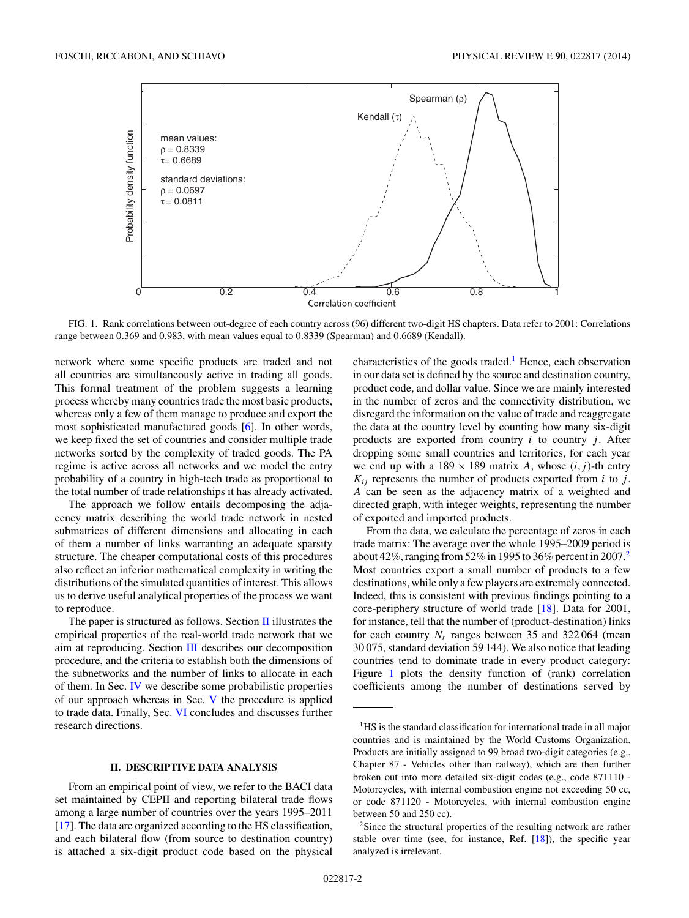Spearman (ρ)

Kendall (τ)

mean values:
ρ = 0.8339
τ= 0.6689

standard deviations:
ρ = 0.0697
τ = 0.0811

Probability density function

0
0.2
0.4
0.6
0.8
1

Correlation coefficient

FIG. 1. Rank correlations between out-degree of each country across (96) different two-digit HS chapters. Data refer to 2001: Correlations range between 0.369 and 0.983, with mean values equal to 0.8339 (Spearman) and 0.6689 (Kendall).

network where some specific products are traded and not all countries are simultaneously active in trading all goods. This formal treatment of the problem suggests a learning process whereby many countries trade the most basic products, whereas only a few of them manage to produce and export the most sophisticated manufactured goods [6]. In other words, we keep fixed the set of countries and consider multiple trade networks sorted by the complexity of traded goods. The PA regime is active across all networks and we model the entry probability of a country in high-tech trade as proportional to the total number of trade relationships it has already activated.

The approach we follow entails decomposing the adjacency matrix describing the world trade network in nested submatrices of different dimensions and allocating in each of them a number of links warranting an adequate sparsity structure. The cheaper computational costs of this procedures also reflect an inferior mathematical complexity in writing the distributions of the simulated quantities of interest. This allows us to derive useful analytical properties of the process we want to reproduce.

The paper is structured as follows. Section II illustrates the empirical properties of the real-world trade network that we aim at reproducing. Section III describes our decomposition procedure, and the criteria to establish both the dimensions of the subnetworks and the number of links to allocate in each of them. In Sec. IV we describe some probabilistic properties of our approach whereas in Sec. V the procedure is applied to trade data. Finally, Sec. VI concludes and discusses further research directions.

## II. DESCRIPTIVE DATA ANALYSIS

From an empirical point of view, we refer to the BACI data set maintained by CEPII and reporting bilateral trade flows among a large number of countries over the years 1995–2011 [17]. The data are organized according to the HS classification, and each bilateral flow (from source to destination country) is attached a six-digit product code based on the physical characteristics of the goods traded.[1] Hence, each observation in our data set is defined by the source and destination country, product code, and dollar value. Since we are mainly interested in the number of zeros and the connectivity distribution, we disregard the information on the value of trade and reaggregate the data at the country level by counting how many six-digit products are exported from country $i$ to country $j$. After dropping some small countries and territories, for each year we end up with a $189 \times 189$ matrix $A$, whose $(i,j)$-th entry $K_{ij}$ represents the number of products exported from $i$ to $j$. $A$ can be seen as the adjacency matrix of a weighted and directed graph, with integer weights, representing the number of exported and imported products.

From the data, we calculate the percentage of zeros in each trade matrix: The average over the whole 1995–2009 period is about 42%, ranging from 52% in 1995 to 36% percent in 2007.[2] Most countries export a small number of products to a few destinations, while only a few players are extremely connected. Indeed, this is consistent with previous findings pointing to a core-periphery structure of world trade [18]. Data for 2001, for instance, tell that the number of (product-destination) links for each country $N_r$ ranges between 35 and 322 064 (mean 30 075, standard deviation 59 144). We also notice that leading countries tend to dominate trade in every product category: Figure 1 plots the density function of (rank) correlation coefficients among the number of destinations served by

[1] HS is the standard classification for international trade in all major countries and is maintained by the World Customs Organization. Products are initially assigned to 99 broad two-digit categories (e.g., Chapter 87 - Vehicles other than railway), which are then further broken out into more detailed six-digit codes (e.g., code 871110 - Motorcycles, with internal combustion engine not exceeding 50 cc, or code 871120 - Motorcycles, with internal combustion engine between 50 and 250 cc).

[2] Since the structural properties of the resulting network are rather stable over time (see, for instance, Ref. [18]), the specific year analyzed is irrelevant.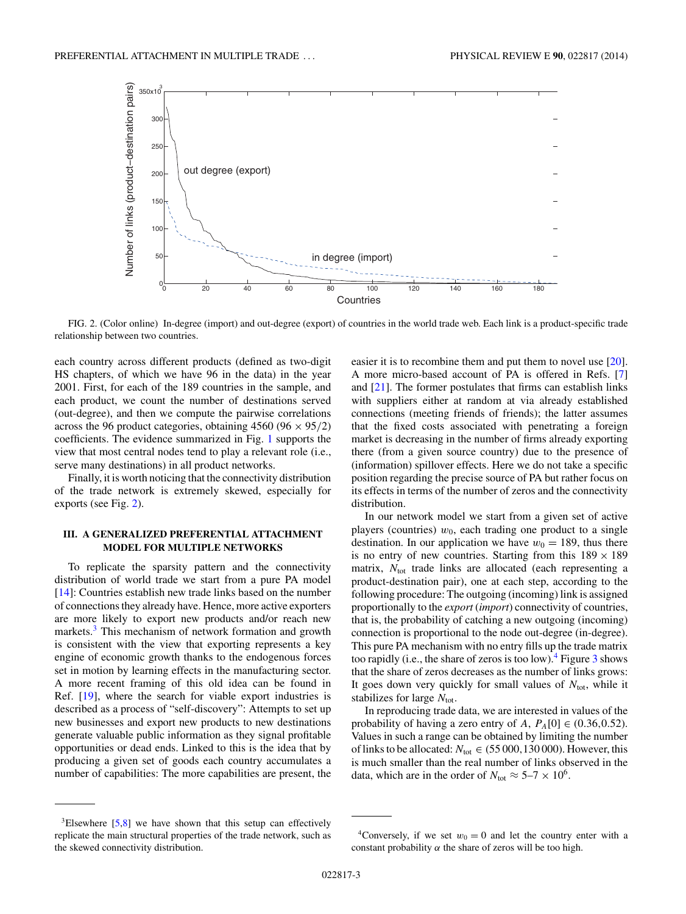Number of links (product–destination pairs)

350x10³

300

250

200

150

100

50

0

out degree (export)

in degree (import)

0 20 40 60 80 100 120 140 160 180

Countries

FIG. 2. (Color online) In-degree (import) and out-degree (export) of countries in the world trade web. Each link is a product-specific trade relationship between two countries.

each country across different products (defined as two-digit HS chapters, of which we have 96 in the data) in the year 2001. First, for each of the 189 countries in the sample, and each product, we count the number of destinations served (out-degree), and then we compute the pairwise correlations across the 96 product categories, obtaining 4560 ($96 \times 95/2$) coefficients. The evidence summarized in Fig. 1 supports the view that most central nodes tend to play a relevant role (i.e., serve many destinations) in all product networks.

Finally, it is worth noticing that the connectivity distribution of the trade network is extremely skewed, especially for exports (see Fig. 2).

### III. A GENERALIZED PREFERENTIAL ATTACHMENT MODEL FOR MULTIPLE NETWORKS

To replicate the sparsity pattern and the connectivity distribution of world trade we start from a pure PA model [14]: Countries establish new trade links based on the number of connections they already have. Hence, more active exporters are more likely to export new products and/or reach new markets.[3] This mechanism of network formation and growth is consistent with the view that exporting represents a key engine of economic growth thanks to the endogenous forces set in motion by learning effects in the manufacturing sector. A more recent framing of this old idea can be found in Ref. [19], where the search for viable export industries is described as a process of "self-discovery": Attempts to set up new businesses and export new products to new destinations generate valuable public information as they signal profitable opportunities or dead ends. Linked to this is the idea that by producing a given set of goods each country accumulates a number of capabilities: The more capabilities are present, the easier it is to recombine them and put them to novel use [20]. A more micro-based account of PA is offered in Refs. [7] and [21]. The former postulates that firms can establish links with suppliers either at random at via already established connections (meeting friends of friends); the latter assumes that the fixed costs associated with penetrating a foreign market is decreasing in the number of firms already exporting there (from a given source country) due to the presence of (information) spillover effects. Here we do not take a specific position regarding the precise source of PA but rather focus on its effects in terms of the number of zeros and the connectivity distribution.

In our network model we start from a given set of active players (countries) $w_0$, each trading one product to a single destination. In our application we have $w_0 = 189$, thus there is no entry of new countries. Starting from this $189 \times 189$ matrix, $N_{\text{tot}}$ trade links are allocated (each representing a product-destination pair), one at each step, according to the following procedure: The outgoing (incoming) link is assigned proportionally to the *export* (*import*) connectivity of countries, that is, the probability of catching a new outgoing (incoming) connection is proportional to the node out-degree (in-degree). This pure PA mechanism with no entry fills up the trade matrix too rapidly (i.e., the share of zeros is too low).[4] Figure 3 shows that the share of zeros decreases as the number of links grows: It goes down very quickly for small values of $N_{\text{tot}}$, while it stabilizes for large $N_{\text{tot}}$.

In reproducing trade data, we are interested in values of the probability of having a zero entry of $A$, $P_A[0] \in (0.36, 0.52)$. Values in such a range can be obtained by limiting the number of links to be allocated: $N_{\text{tot}} \in (55\,000, 130\,000)$. However, this is much smaller than the real number of links observed in the data, which are in the order of $N_{\text{tot}} \approx 5$–$7 \times 10^6$.

---

[3]Elsewhere [5,8] we have shown that this setup can effectively replicate the main structural properties of the trade network, such as the skewed connectivity distribution.

[4]Conversely, if we set $w_0 = 0$ and let the country enter with a constant probability $\alpha$ the share of zeros will be too high.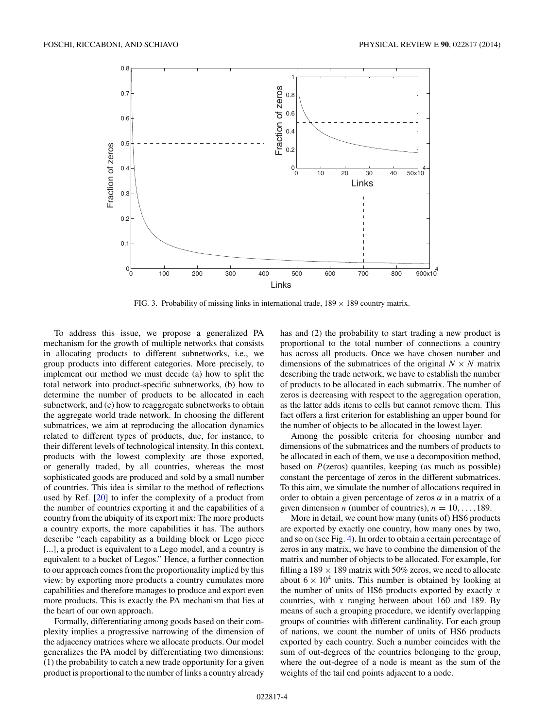Fraction of zeros

Links

0.8
0.7
0.6
0.5
0.4
0.3
0.2
0.1
0

0 100 200 300 400 500 600 700 800 900x10^4

Fraction of zeros

Links

1
0.8
0.6
0.4
0.2
0

0 10 20 30 40 50x10^4

FIG. 3. Probability of missing links in international trade, $189 \times 189$ country matrix.

To address this issue, we propose a generalized PA mechanism for the growth of multiple networks that consists in allocating products to different subnetworks, i.e., we group products into different categories. More precisely, to implement our method we must decide (a) how to split the total network into product-specific subnetworks, (b) how to determine the number of products to be allocated in each subnetwork, and (c) how to reaggregate subnetworks to obtain the aggregate world trade network. In choosing the different submatrices, we aim at reproducing the allocation dynamics related to different types of products, due, for instance, to their different levels of technological intensity. In this context, products with the lowest complexity are those exported, or generally traded, by all countries, whereas the most sophisticated goods are produced and sold by a small number of countries. This idea is similar to the method of reflections used by Ref. [20] to infer the complexity of a product from the number of countries exporting it and the capabilities of a country from the ubiquity of its export mix: The more products a country exports, the more capabilities it has. The authors describe "each capability as a building block or Lego piece [...], a product is equivalent to a Lego model, and a country is equivalent to a bucket of Legos." Hence, a further connection to our approach comes from the proportionality implied by this view: by exporting more products a country cumulates more capabilities and therefore manages to produce and export even more products. This is exactly the PA mechanism that lies at the heart of our own approach.

Formally, differentiating among goods based on their complexity implies a progressive narrowing of the dimension of the adjacency matrices where we allocate products. Our model generalizes the PA model by differentiating two dimensions: (1) the probability to catch a new trade opportunity for a given product is proportional to the number of links a country already has and (2) the probability to start trading a new product is proportional to the total number of connections a country has across all products. Once we have chosen number and dimensions of the submatrices of the original $N \times N$ matrix describing the trade network, we have to establish the number of products to be allocated in each submatrix. The number of zeros is decreasing with respect to the aggregation operation, as the latter adds items to cells but cannot remove them. This fact offers a first criterion for establishing an upper bound for the number of objects to be allocated in the lowest layer.

Among the possible criteria for choosing number and dimensions of the submatrices and the numbers of products to be allocated in each of them, we use a decomposition method, based on $P(\text{zeros})$ quantiles, keeping (as much as possible) constant the percentage of zeros in the different submatrices. To this aim, we simulate the number of allocations required in order to obtain a given percentage of zeros $\alpha$ in a matrix of a given dimension $n$ (number of countries), $n = 10, \ldots, 189$.

More in detail, we count how many (units of) HS6 products are exported by exactly one country, how many ones by two, and so on (see Fig. 4). In order to obtain a certain percentage of zeros in any matrix, we have to combine the dimension of the matrix and number of objects to be allocated. For example, for filling a $189 \times 189$ matrix with 50% zeros, we need to allocate about $6 \times 10^4$ units. This number is obtained by looking at the number of units of HS6 products exported by exactly $x$ countries, with $x$ ranging between about 160 and 189. By means of such a grouping procedure, we identify overlapping groups of countries with different cardinality. For each group of nations, we count the number of units of HS6 products exported by each country. Such a number coincides with the sum of out-degrees of the countries belonging to the group, where the out-degree of a node is meant as the sum of the weights of the tail end points adjacent to a node.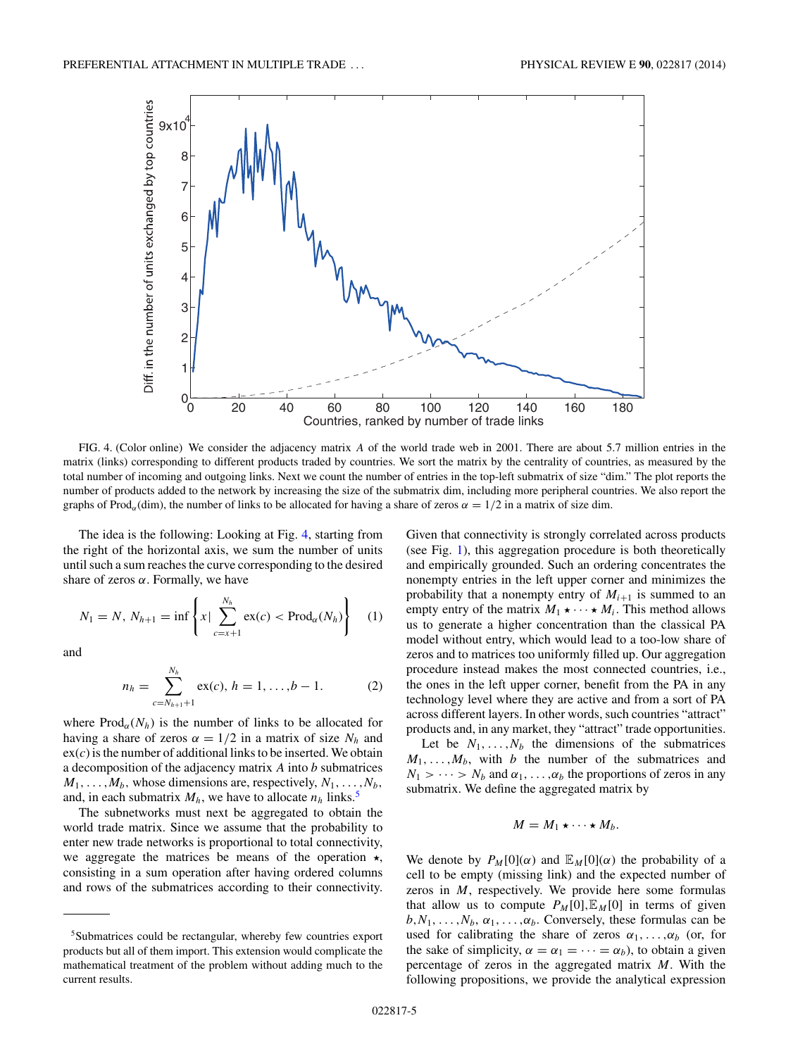Diff. in the number of units exchanged by top countries

9x10^4
8
7
6
5
4
3
2
1
0

0 20 40 60 80 100 120 140 160 180

Countries, ranked by number of trade links

FIG. 4. (Color online) We consider the adjacency matrix $A$ of the world trade web in 2001. There are about 5.7 million entries in the matrix (links) corresponding to different products traded by countries. We sort the matrix by the centrality of countries, as measured by the total number of incoming and outgoing links. Next we count the number of entries in the top-left submatrix of size "dim." The plot reports the number of products added to the network by increasing the size of the submatrix dim, including more peripheral countries. We also report the graphs of $\text{Prod}_\alpha(\text{dim})$, the number of links to be allocated for having a share of zeros $\alpha = 1/2$ in a matrix of size dim.

The idea is the following: Looking at Fig. 4, starting from the right of the horizontal axis, we sum the number of units until such a sum reaches the curve corresponding to the desired share of zeros $\alpha$. Formally, we have

$$N_1 = N,\ N_{h+1} = \inf\left\{x \middle| \sum_{c=x+1}^{N_h} \text{ex}(c) < \text{Prod}_\alpha(N_h)\right\} \tag{1}$$

and

$$n_h = \sum_{c=N_{h+1}+1}^{N_h} \text{ex}(c),\ h = 1,\ldots,b-1. \tag{2}$$

where $\text{Prod}_\alpha(N_h)$ is the number of links to be allocated for having a share of zeros $\alpha = 1/2$ in a matrix of size $N_h$ and $\text{ex}(c)$ is the number of additional links to be inserted. We obtain a decomposition of the adjacency matrix $A$ into $b$ submatrices $M_1,\ldots,M_b$, whose dimensions are, respectively, $N_1,\ldots,N_b$, and, in each submatrix $M_h$, we have to allocate $n_h$ links.[5]

The subnetworks must next be aggregated to obtain the world trade matrix. Since we assume that the probability to enter new trade networks is proportional to total connectivity, we aggregate the matrices be means of the operation $\star$, consisting in a sum operation after having ordered columns and rows of the submatrices according to their connectivity. Given that connectivity is strongly correlated across products (see Fig. 1), this aggregation procedure is both theoretically and empirically grounded. Such an ordering concentrates the nonempty entries in the left upper corner and minimizes the probability that a nonempty entry of $M_{i+1}$ is summed to an empty entry of the matrix $M_1 \star \cdots \star M_i$. This method allows us to generate a higher concentration than the classical PA model without entry, which would lead to a too-low share of zeros and to matrices too uniformly filled up. Our aggregation procedure instead makes the most connected countries, i.e., the ones in the left upper corner, benefit from the PA in any technology level where they are active and from a sort of PA across different layers. In other words, such countries "attract" products and, in any market, they "attract" trade opportunities.

Let be $N_1,\ldots,N_b$ the dimensions of the submatrices $M_1,\ldots,M_b$, with $b$ the number of the submatrices and $N_1 > \cdots > N_b$ and $\alpha_1,\ldots,\alpha_b$ the proportions of zeros in any submatrix. We define the aggregated matrix by

$$M = M_1 \star \cdots \star M_b.$$

We denote by $P_M[0](\alpha)$ and $\mathbb{E}_M[0](\alpha)$ the probability of a cell to be empty (missing link) and the expected number of zeros in $M$, respectively. We provide here some formulas that allow us to compute $P_M[0],\mathbb{E}_M[0]$ in terms of given $b,N_1,\ldots,N_b$, $\alpha_1,\ldots,\alpha_b$. Conversely, these formulas can be used for calibrating the share of zeros $\alpha_1,\ldots,\alpha_b$ (or, for the sake of simplicity, $\alpha = \alpha_1 = \cdots = \alpha_b$), to obtain a given percentage of zeros in the aggregated matrix $M$. With the following propositions, we provide the analytical expression

[5]Submatrices could be rectangular, whereby few countries export products but all of them import. This extension would complicate the mathematical treatment of the problem without adding much to the current results.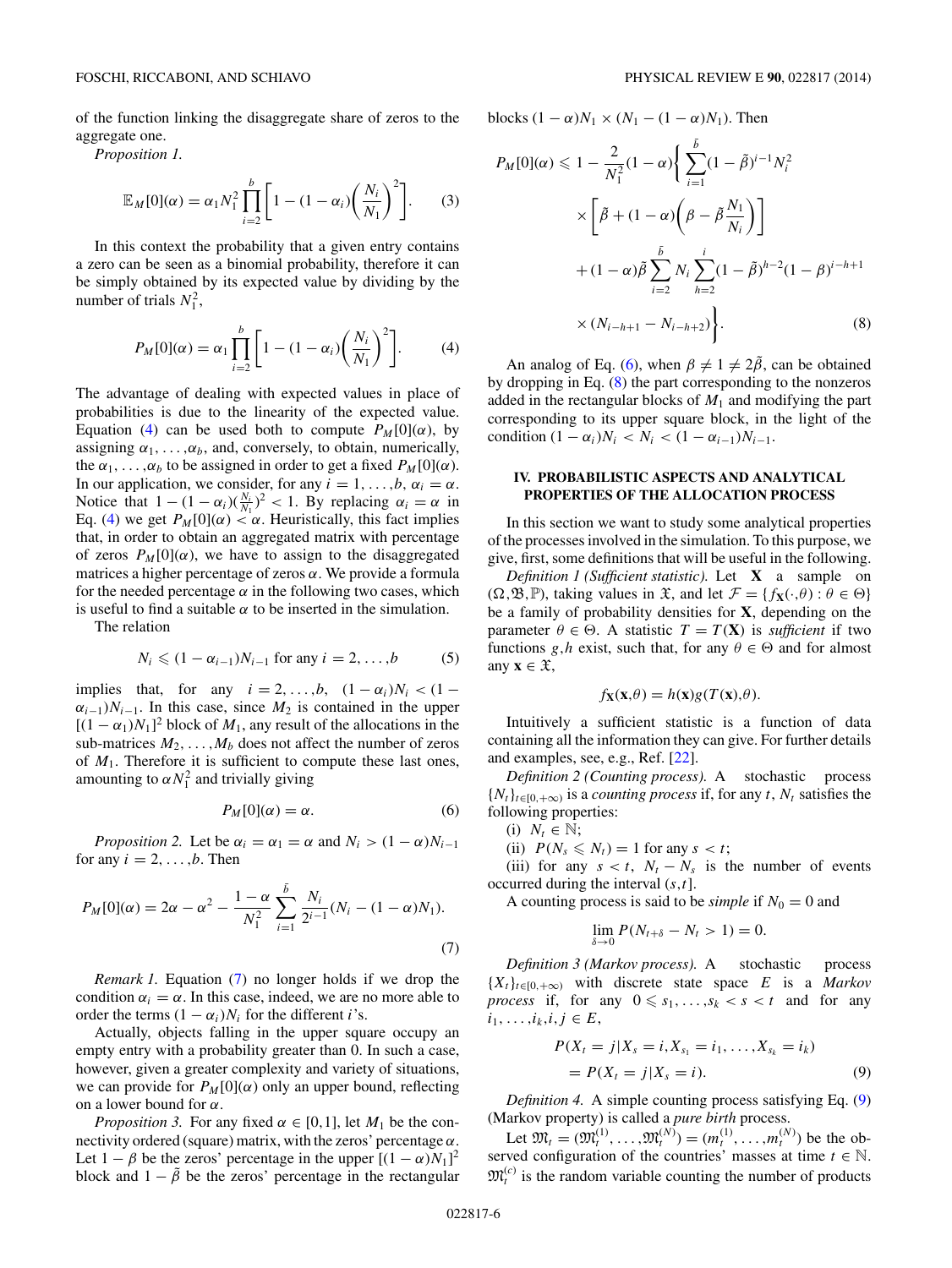of the function linking the disaggregate share of zeros to the aggregate one.

*Proposition 1.*

$$\mathbb{E}_M[0](\alpha) = \alpha_1 N_1^2 \prod_{i=2}^{b} \left[ 1 - (1-\alpha_i)\left(\frac{N_i}{N_1}\right)^2 \right]. \tag{3}$$

In this context the probability that a given entry contains a zero can be seen as a binomial probability, therefore it can be simply obtained by its expected value by dividing by the number of trials $N_1^2$,

$$P_M[0](\alpha) = \alpha_1 \prod_{i=2}^{b} \left[ 1 - (1-\alpha_i)\left(\frac{N_i}{N_1}\right)^2 \right]. \tag{4}$$

The advantage of dealing with expected values in place of probabilities is due to the linearity of the expected value. Equation (4) can be used both to compute $P_M[0](\alpha)$, by assigning $\alpha_1, \ldots, \alpha_b$, and, conversely, to obtain, numerically, the $\alpha_1, \ldots, \alpha_b$ to be assigned in order to get a fixed $P_M[0](\alpha)$. In our application, we consider, for any $i = 1, \ldots, b$, $\alpha_i = \alpha$. Notice that $1 - (1-\alpha_i)(\frac{N_i}{N_1})^2 < 1$. By replacing $\alpha_i = \alpha$ in Eq. (4) we get $P_M[0](\alpha) < \alpha$. Heuristically, this fact implies that, in order to obtain an aggregated matrix with percentage of zeros $P_M[0](\alpha)$, we have to assign to the disaggregated matrices a higher percentage of zeros $\alpha$. We provide a formula for the needed percentage $\alpha$ in the following two cases, which is useful to find a suitable $\alpha$ to be inserted in the simulation.

The relation

$$N_i \leqslant (1-\alpha_{i-1})N_{i-1} \text{ for any } i = 2, \ldots, b \tag{5}$$

implies that, for any $i = 2, \ldots, b$, $(1-\alpha_i)N_i < (1-\alpha_{i-1})N_{i-1}$. In this case, since $M_2$ is contained in the upper $[(1-\alpha_1)N_1]^2$ block of $M_1$, any result of the allocations in the sub-matrices $M_2, \ldots, M_b$ does not affect the number of zeros of $M_1$. Therefore it is sufficient to compute these last ones, amounting to $\alpha N_1^2$ and trivially giving

$$P_M[0](\alpha) = \alpha. \tag{6}$$

*Proposition 2.* Let be $\alpha_i = \alpha_1 = \alpha$ and $N_i > (1-\alpha)N_{i-1}$ for any $i = 2, \ldots, b$. Then

$$P_M[0](\alpha) = 2\alpha - \alpha^2 - \frac{1-\alpha}{N_1^2} \sum_{i=1}^{\tilde{b}} \frac{N_i}{2^{i-1}}(N_i - (1-\alpha)N_1). \tag{7}$$

*Remark 1.* Equation (7) no longer holds if we drop the condition $\alpha_i = \alpha$. In this case, indeed, we are no more able to order the terms $(1-\alpha_i)N_i$ for the different $i$'s.

Actually, objects falling in the upper square occupy an empty entry with a probability greater than 0. In such a case, however, given a greater complexity and variety of situations, we can provide for $P_M[0](\alpha)$ only an upper bound, reflecting on a lower bound for $\alpha$.

*Proposition 3.* For any fixed $\alpha \in [0,1]$, let $M_1$ be the connectivity ordered (square) matrix, with the zeros' percentage $\alpha$. Let $1-\beta$ be the zeros' percentage in the upper $[(1-\alpha)N_1]^2$ block and $1-\tilde{\beta}$ be the zeros' percentage in the rectangular blocks $(1-\alpha)N_1 \times (N_1 - (1-\alpha)N_1)$. Then

$$\begin{aligned} P_M[0](\alpha) \leqslant 1 - \frac{2}{N_1^2}(1-\alpha)\Bigg\{ & \sum_{i=1}^{\tilde{b}} (1-\tilde{\beta})^{i-1} N_i^2 \\ & \times \left[ \tilde{\beta} + (1-\alpha)\left(\beta - \tilde{\beta}\frac{N_1}{N_i}\right) \right] \\ & + (1-\alpha)\tilde{\beta} \sum_{i=2}^{\tilde{b}} N_i \sum_{h=2}^{i} (1-\tilde{\beta})^{h-2}(1-\beta)^{i-h+1} \\ & \times (N_{i-h+1} - N_{i-h+2}) \Bigg\}. \end{aligned} \tag{8}$$

An analog of Eq. (6), when $\beta \neq 1 \neq 2\tilde{\beta}$, can be obtained by dropping in Eq. (8) the part corresponding to the nonzeros added in the rectangular blocks of $M_1$ and modifying the part corresponding to its upper square block, in the light of the condition $(1-\alpha_i)N_i < N_i < (1-\alpha_{i-1})N_{i-1}$.

## IV. PROBABILISTIC ASPECTS AND ANALYTICAL PROPERTIES OF THE ALLOCATION PROCESS

In this section we want to study some analytical properties of the processes involved in the simulation. To this purpose, we give, first, some definitions that will be useful in the following.

*Definition 1 (Sufficient statistic).* Let $\mathbf{X}$ a sample on $(\Omega, \mathfrak{B}, \mathbb{P})$, taking values in $\mathfrak{X}$, and let $\mathcal{F} = \{f_{\mathbf{X}}(\cdot,\theta) : \theta \in \Theta\}$ be a family of probability densities for $\mathbf{X}$, depending on the parameter $\theta \in \Theta$. A statistic $T = T(\mathbf{X})$ is *sufficient* if two functions $g,h$ exist, such that, for any $\theta \in \Theta$ and for almost any $\mathbf{x} \in \mathfrak{X}$,

$$f_{\mathbf{X}}(\mathbf{x},\theta) = h(\mathbf{x})g(T(\mathbf{x}),\theta).$$

Intuitively a sufficient statistic is a function of data containing all the information they can give. For further details and examples, see, e.g., Ref. [22].

*Definition 2 (Counting process).* A stochastic process $\{N_t\}_{t\in[0,+\infty)}$ is a *counting process* if, for any $t$, $N_t$ satisfies the following properties:

(i) $N_t \in \mathbb{N}$;

(ii) $P(N_s \leqslant N_t) = 1$ for any $s < t$;

(iii) for any $s < t$, $N_t - N_s$ is the number of events occurred during the interval $(s,t]$.

A counting process is said to be *simple* if $N_0 = 0$ and

$$\lim_{\delta \to 0} P(N_{t+\delta} - N_t > 1) = 0.$$

*Definition 3 (Markov process).* A stochastic process $\{X_t\}_{t\in[0,+\infty)}$ with discrete state space $E$ is a *Markov process* if, for any $0 \leqslant s_1, \ldots, s_k < s < t$ and for any $i_1, \ldots, i_k, i, j \in E$,

$$\begin{aligned} P(X_t = j | X_s = i, X_{s_1} = i_1, \ldots, X_{s_k} = i_k) \\ = P(X_t = j | X_s = i). \end{aligned} \tag{9}$$

*Definition 4.* A simple counting process satisfying Eq. (9) (Markov property) is called a *pure birth* process.

Let $\mathfrak{M}_t = (\mathfrak{M}_t^{(1)}, \ldots, \mathfrak{M}_t^{(N)}) = (m_t^{(1)}, \ldots, m_t^{(N)})$ be the observed configuration of the countries' masses at time $t \in \mathbb{N}$. $\mathfrak{M}_t^{(c)}$ is the random variable counting the number of products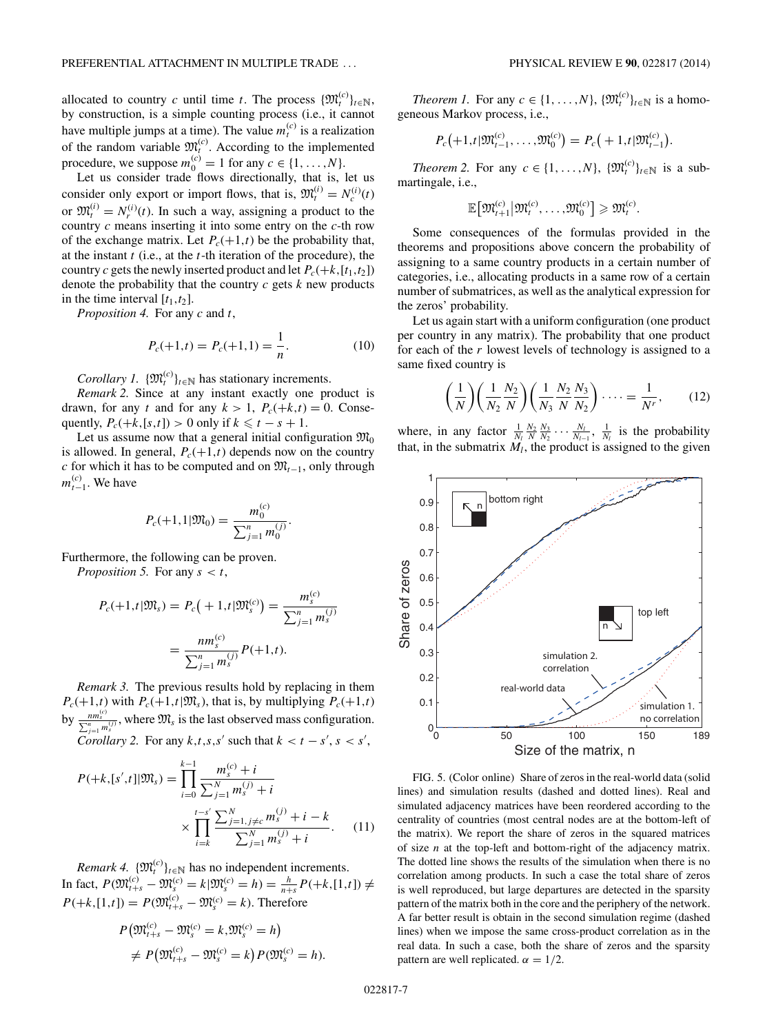allocated to country $c$ until time $t$. The process $\{\mathfrak{M}_t^{(c)}\}_{t\in\mathbb{N}}$, by construction, is a simple counting process (i.e., it cannot have multiple jumps at a time). The value $m_t^{(c)}$ is a realization of the random variable $\mathfrak{M}_t^{(c)}$. According to the implemented procedure, we suppose $m_0^{(c)} = 1$ for any $c \in \{1,\ldots,N\}$.

Let us consider trade flows directionally, that is, let us consider only export or import flows, that is, $\mathfrak{M}_t^{(i)} = N_c^{(i)}(t)$ or $\mathfrak{M}_t^{(i)} = N_r^{(i)}(t)$. In such a way, assigning a product to the country $c$ means inserting it into some entry on the $c$-th row of the exchange matrix. Let $P_c(+1,t)$ be the probability that, at the instant $t$ (i.e., at the $t$-th iteration of the procedure), the country $c$ gets the newly inserted product and let $P_c(+k,[t_1,t_2])$ denote the probability that the country $c$ gets $k$ new products in the time interval $[t_1,t_2]$.

*Proposition 4.* For any $c$ and $t$,

$$P_c(+1,t) = P_c(+1,1) = \frac{1}{n}. \tag{10}$$

*Corollary 1.* $\{\mathfrak{M}_t^{(c)}\}_{t\in\mathbb{N}}$ has stationary increments.

*Remark 2.* Since at any instant exactly one product is drawn, for any $t$ and for any $k > 1$, $P_c(+k,t) = 0$. Consequently, $P_c(+k,[s,t]) > 0$ only if $k \leqslant t - s + 1$.

Let us assume now that a general initial configuration $\mathfrak{M}_0$ is allowed. In general, $P_c(+1,t)$ depends now on the country $c$ for which it has to be computed and on $\mathfrak{M}_{t-1}$, only through $m_{t-1}^{(c)}$. We have

$$P_c(+1,1|\mathfrak{M}_0) = \frac{m_0^{(c)}}{\sum_{j=1}^n m_0^{(j)}}.$$

Furthermore, the following can be proven.

*Proposition 5.* For any $s < t$,

$$P_c(+1,t|\mathfrak{M}_s) = P_c\big(+1,t|\mathfrak{M}_s^{(c)}\big) = \frac{m_s^{(c)}}{\sum_{j=1}^n m_s^{(j)}} = \frac{n m_s^{(c)}}{\sum_{j=1}^n m_s^{(j)}} P(+1,t).$$

*Remark 3.* The previous results hold by replacing in them $P_c(+1,t)$ with $P_c(+1,t|\mathfrak{M}_s)$, that is, by multiplying $P_c(+1,t)$ by $\frac{n m_s^{(c)}}{\sum_{j=1}^n m_s^{(j)}}$, where $\mathfrak{M}_s$ is the last observed mass configuration.

*Corollary 2.* For any $k,t,s,s'$ such that $k < t - s'$, $s < s'$,

$$P(+k,[s',t]|\mathfrak{M}_s) = \prod_{i=0}^{k-1} \frac{m_s^{(c)} + i}{\sum_{j=1}^N m_s^{(j)} + i} \times \prod_{i=k}^{t-s'} \frac{\sum_{j=1, j\neq c}^N m_s^{(j)} + i - k}{\sum_{j=1}^N m_s^{(j)} + i}. \tag{11}$$

*Remark 4.* $\{\mathfrak{M}_t^{(c)}\}_{t\in\mathbb{N}}$ has no independent increments. In fact, $P(\mathfrak{M}_{t+s}^{(c)} - \mathfrak{M}_s^{(c)} = k|\mathfrak{M}_s^{(c)} = h) = \frac{h}{n+s} P(+k,[1,t]) \neq P(+k,[1,t]) = P(\mathfrak{M}_{t+s}^{(c)} - \mathfrak{M}_s^{(c)} = k)$. Therefore

$$P\big(\mathfrak{M}_{t+s}^{(c)} - \mathfrak{M}_s^{(c)} = k, \mathfrak{M}_s^{(c)} = h\big) \neq P\big(\mathfrak{M}_{t+s}^{(c)} - \mathfrak{M}_s^{(c)} = k\big) P(\mathfrak{M}_s^{(c)} = h).$$

*Theorem 1.* For any $c \in \{1,\ldots,N\}$, $\{\mathfrak{M}_t^{(c)}\}_{t\in\mathbb{N}}$ is a homogeneous Markov process, i.e.,

$$P_c\big(+1,t|\mathfrak{M}_{t-1}^{(c)},\ldots,\mathfrak{M}_0^{(c)}\big) = P_c\big(+1,t|\mathfrak{M}_{t-1}^{(c)}\big).$$

*Theorem 2.* For any $c \in \{1,\ldots,N\}$, $\{\mathfrak{M}_t^{(c)}\}_{t\in\mathbb{N}}$ is a submartingale, i.e.,

$$\mathbb{E}\big[\mathfrak{M}_{t+1}^{(c)}|\mathfrak{M}_t^{(c)},\ldots,\mathfrak{M}_0^{(c)}\big] \geqslant \mathfrak{M}_t^{(c)}.$$

Some consequences of the formulas provided in the theorems and propositions above concern the probability of assigning to a same country products in a certain number of categories, i.e., allocating products in a same row of a certain number of submatrices, as well as the analytical expression for the zeros' probability.

Let us again start with a uniform configuration (one product per country in any matrix). The probability that one product for each of the $r$ lowest levels of technology is assigned to a same fixed country is

$$\left(\frac{1}{N}\right)\left(\frac{1}{N_2}\frac{N_2}{N}\right)\left(\frac{1}{N_3}\frac{N_2}{N}\frac{N_3}{N_2}\right)\cdots = \frac{1}{N^r}, \tag{12}$$

where, in any factor $\frac{1}{N_l}\frac{N_2}{N}\frac{N_3}{N_2}\cdots\frac{N_l}{N_{l-1}}$, $\frac{1}{N_l}$ is the probability that, in the submatrix $M_l$, the product is assigned to the given

Share of zeros
Size of the matrix, n
0 50 100 150 189
0 0.1 0.2 0.3 0.4 0.5 0.6 0.7 0.8 0.9 1
bottom right
n
top left
n
simulation 2. correlation
real-world data
simulation 1. no correlation

FIG. 5. (Color online) Share of zeros in the real-world data (solid lines) and simulation results (dashed and dotted lines). Real and simulated adjacency matrices have been reordered according to the centrality of countries (most central nodes are at the bottom-left of the matrix). We report the share of zeros in the squared matrices of size $n$ at the top-left and bottom-right of the adjacency matrix. The dotted line shows the results of the simulation when there is no correlation among products. In such a case the total share of zeros is well reproduced, but large departures are detected in the sparsity pattern of the matrix both in the core and the periphery of the network. A far better result is obtain in the second simulation regime (dashed lines) when we impose the same cross-product correlation as in the real data. In such a case, both the share of zeros and the sparsity pattern are well replicated. $\alpha = 1/2$.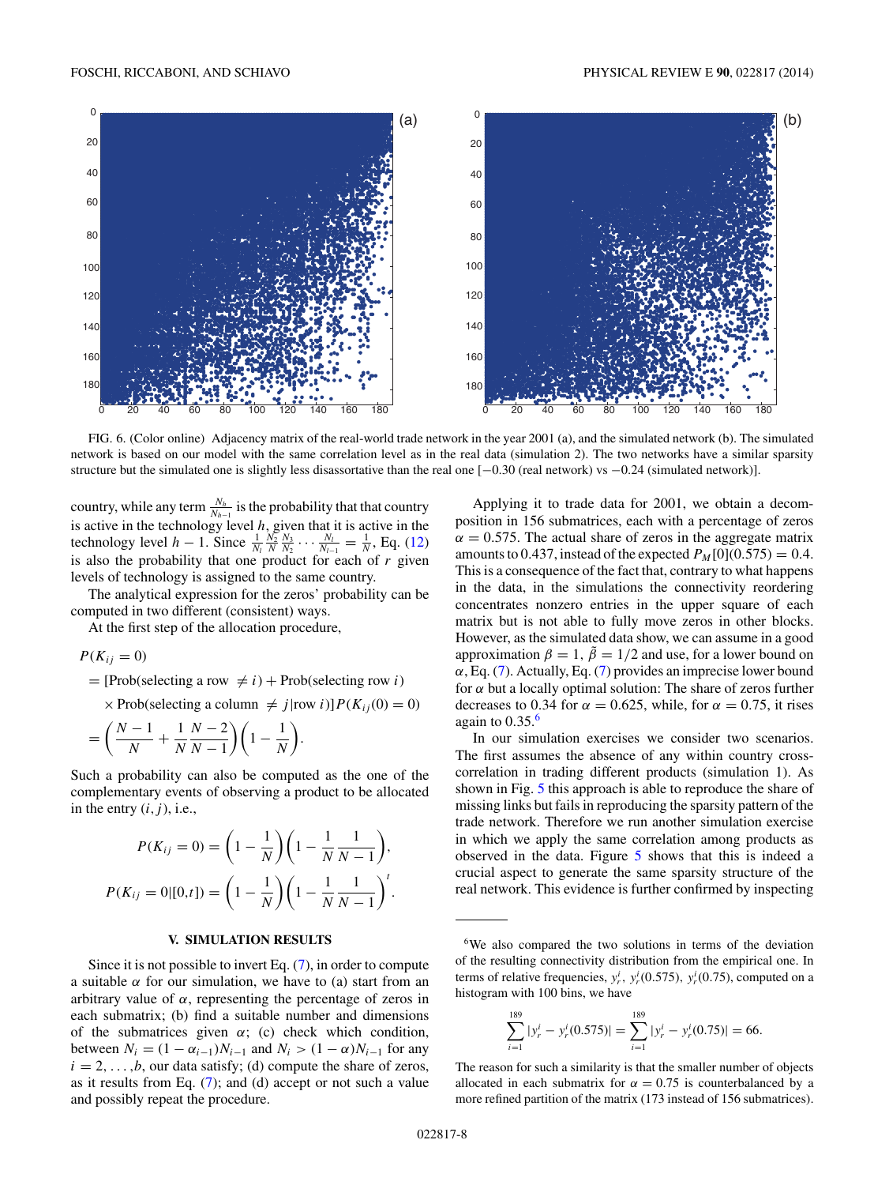(a)

0
20
40
60
80
100
120
140
160
180
0 20 40 60 80 100 120 140 160 180

(b)

0
20
40
60
80
100
120
140
160
180
0 20 40 60 80 100 120 140 160 180

FIG. 6. (Color online) Adjacency matrix of the real-world trade network in the year 2001 (a), and the simulated network (b). The simulated network is based on our model with the same correlation level as in the real data (simulation 2). The two networks have a similar sparsity structure but the simulated one is slightly less disassortative than the real one [−0.30 (real network) vs −0.24 (simulated network)].

country, while any term $\frac{N_h}{N_{h-1}}$ is the probability that that country is active in the technology level $h$, given that it is active in the technology level $h-1$. Since $\frac{1}{N_l}\frac{N_2}{N}\frac{N_3}{N_2}\cdots\frac{N_l}{N_{l-1}} = \frac{1}{N}$, Eq. (12) is also the probability that one product for each of $r$ given levels of technology is assigned to the same country.

The analytical expression for the zeros' probability can be computed in two different (consistent) ways.

At the first step of the allocation procedure,

$$
\begin{aligned}
&P(K_{ij}=0)\\
&= [\text{Prob(selecting a row } \neq i) + \text{Prob(selecting row } i)\\
&\quad \times \text{Prob(selecting a column } \neq j|\text{row } i)] P(K_{ij}(0)=0)\\
&= \left(\frac{N-1}{N} + \frac{1}{N}\frac{N-2}{N-1}\right)\left(1-\frac{1}{N}\right).
\end{aligned}
$$

Such a probability can also be computed as the one of the complementary events of observing a product to be allocated in the entry $(i,j)$, i.e.,

$$
P(K_{ij}=0) = \left(1-\frac{1}{N}\right)\left(1-\frac{1}{N}\frac{1}{N-1}\right),
$$

$$
P(K_{ij}=0|[0,t]) = \left(1-\frac{1}{N}\right)\left(1-\frac{1}{N}\frac{1}{N-1}\right)^t.
$$

## V. SIMULATION RESULTS

Since it is not possible to invert Eq. (7), in order to compute a suitable $\alpha$ for our simulation, we have to (a) start from an arbitrary value of $\alpha$, representing the percentage of zeros in each submatrix; (b) find a suitable number and dimensions of the submatrices given $\alpha$; (c) check which condition, between $N_i = (1-\alpha_{i-1})N_{i-1}$ and $N_i > (1-\alpha)N_{i-1}$ for any $i = 2,\ldots,b$, our data satisfy; (d) compute the share of zeros, as it results from Eq. (7); and (d) accept or not such a value and possibly repeat the procedure.

Applying it to trade data for 2001, we obtain a decomposition in 156 submatrices, each with a percentage of zeros $\alpha = 0.575$. The actual share of zeros in the aggregate matrix amounts to 0.437, instead of the expected $P_M[0](0.575) = 0.4$. This is a consequence of the fact that, contrary to what happens in the data, in the simulations the connectivity reordering concentrates nonzero entries in the upper square of each matrix but is not able to fully move zeros in other blocks. However, as the simulated data show, we can assume in a good approximation $\beta = 1$, $\tilde{\beta} = 1/2$ and use, for a lower bound on $\alpha$, Eq. (7). Actually, Eq. (7) provides an imprecise lower bound for $\alpha$ but a locally optimal solution: The share of zeros further decreases to 0.34 for $\alpha = 0.625$, while, for $\alpha = 0.75$, it rises again to 0.35.[6]

In our simulation exercises we consider two scenarios. The first assumes the absence of any within country cross-correlation in trading different products (simulation 1). As shown in Fig. 5 this approach is able to reproduce the share of missing links but fails in reproducing the sparsity pattern of the trade network. Therefore we run another simulation exercise in which we apply the same correlation among products as observed in the data. Figure 5 shows that this is indeed a crucial aspect to generate the same sparsity structure of the real network. This evidence is further confirmed by inspecting

[6]We also compared the two solutions in terms of the deviation of the resulting connectivity distribution from the empirical one. In terms of relative frequencies, $y_r^i$, $y_r^i(0.575)$, $y_r^i(0.75)$, computed on a histogram with 100 bins, we have

$$
\sum_{i=1}^{189} |y_r^i - y_r^i(0.575)| = \sum_{i=1}^{189} |y_r^i - y_r^i(0.75)| = 66.
$$

The reason for such a similarity is that the smaller number of objects allocated in each submatrix for $\alpha = 0.75$ is counterbalanced by a more refined partition of the matrix (173 instead of 156 submatrices).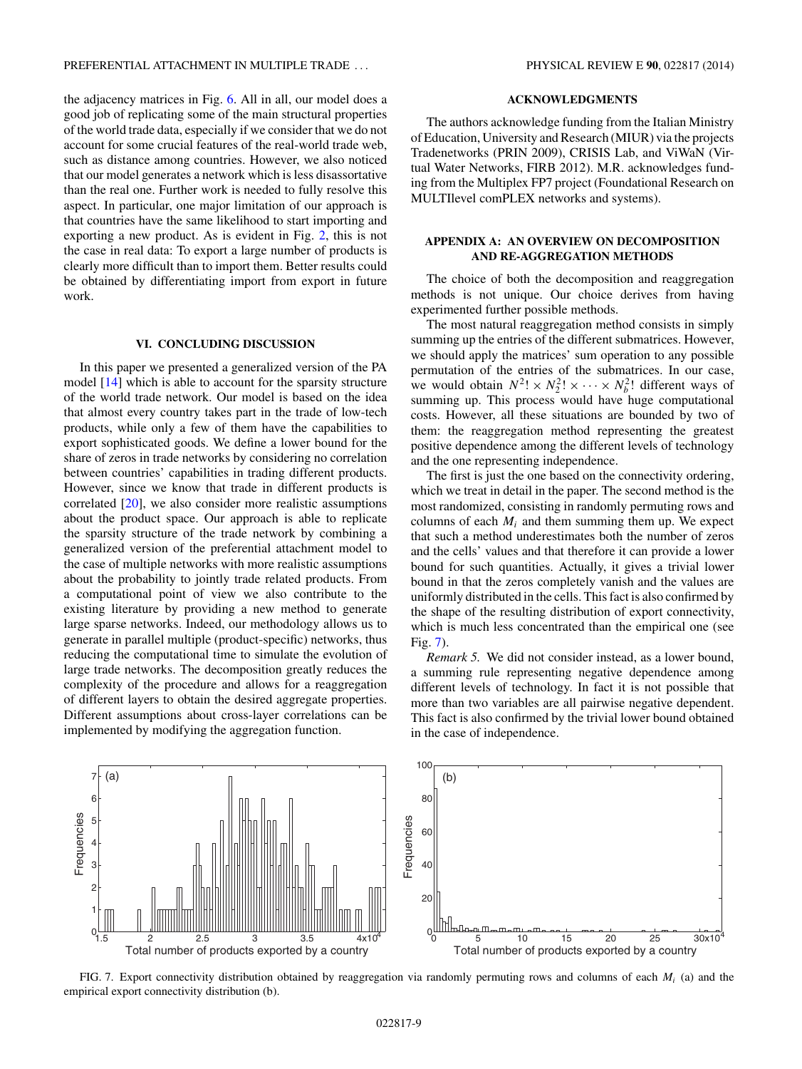the adjacency matrices in Fig. 6. All in all, our model does a good job of replicating some of the main structural properties of the world trade data, especially if we consider that we do not account for some crucial features of the real-world trade web, such as distance among countries. However, we also noticed that our model generates a network which is less disassortative than the real one. Further work is needed to fully resolve this aspect. In particular, one major limitation of our approach is that countries have the same likelihood to start importing and exporting a new product. As is evident in Fig. 2, this is not the case in real data: To export a large number of products is clearly more difficult than to import them. Better results could be obtained by differentiating import from export in future work.

## VI. CONCLUDING DISCUSSION

In this paper we presented a generalized version of the PA model [14] which is able to account for the sparsity structure of the world trade network. Our model is based on the idea that almost every country takes part in the trade of low-tech products, while only a few of them have the capabilities to export sophisticated goods. We define a lower bound for the share of zeros in trade networks by considering no correlation between countries' capabilities in trading different products. However, since we know that trade in different products is correlated [20], we also consider more realistic assumptions about the product space. Our approach is able to replicate the sparsity structure of the trade network by combining a generalized version of the preferential attachment model to the case of multiple networks with more realistic assumptions about the probability to jointly trade related products. From a computational point of view we also contribute to the existing literature by providing a new method to generate large sparse networks. Indeed, our methodology allows us to generate in parallel multiple (product-specific) networks, thus reducing the computational time to simulate the evolution of large trade networks. The decomposition greatly reduces the complexity of the procedure and allows for a reaggregation of different layers to obtain the desired aggregate properties. Different assumptions about cross-layer correlations can be implemented by modifying the aggregation function.

## ACKNOWLEDGMENTS

The authors acknowledge funding from the Italian Ministry of Education, University and Research (MIUR) via the projects Tradenetworks (PRIN 2009), CRISIS Lab, and ViWaN (Virtual Water Networks, FIRB 2012). M.R. acknowledges funding from the Multiplex FP7 project (Foundational Research on MULTIlevel comPLEX networks and systems).

## APPENDIX A: AN OVERVIEW ON DECOMPOSITION AND RE-AGGREGATION METHODS

The choice of both the decomposition and reaggregation methods is not unique. Our choice derives from having experimented further possible methods.

The most natural reaggregation method consists in simply summing up the entries of the different submatrices. However, we should apply the matrices' sum operation to any possible permutation of the entries of the submatrices. In our case, we would obtain $N^2! \times N_2^2! \times \cdots \times N_b^2!$ different ways of summing up. This process would have huge computational costs. However, all these situations are bounded by two of them: the reaggregation method representing the greatest positive dependence among the different levels of technology and the one representing independence.

The first is just the one based on the connectivity ordering, which we treat in detail in the paper. The second method is the most randomized, consisting in randomly permuting rows and columns of each $M_i$ and them summing them up. We expect that such a method underestimates both the number of zeros and the cells' values and that therefore it can provide a lower bound for such quantities. Actually, it gives a trivial lower bound in that the zeros completely vanish and the values are uniformly distributed in the cells. This fact is also confirmed by the shape of the resulting distribution of export connectivity, which is much less concentrated than the empirical one (see Fig. 7).

*Remark 5.* We did not consider instead, as a lower bound, a summing rule representing negative dependence among different levels of technology. In fact it is not possible that more than two variables are all pairwise negative dependent. This fact is also confirmed by the trivial lower bound obtained in the case of independence.

(a)
Frequencies
0 1 2 3 4 5 6 7
1.5 2 2.5 3 3.5 4x10^4
Total number of products exported by a country

(b)
Frequencies
0 20 40 60 80 100
0 5 10 15 20 25 30x10^4
Total number of products exported by a country

FIG. 7. Export connectivity distribution obtained by reaggregation via randomly permuting rows and columns of each $M_i$ (a) and the empirical export connectivity distribution (b).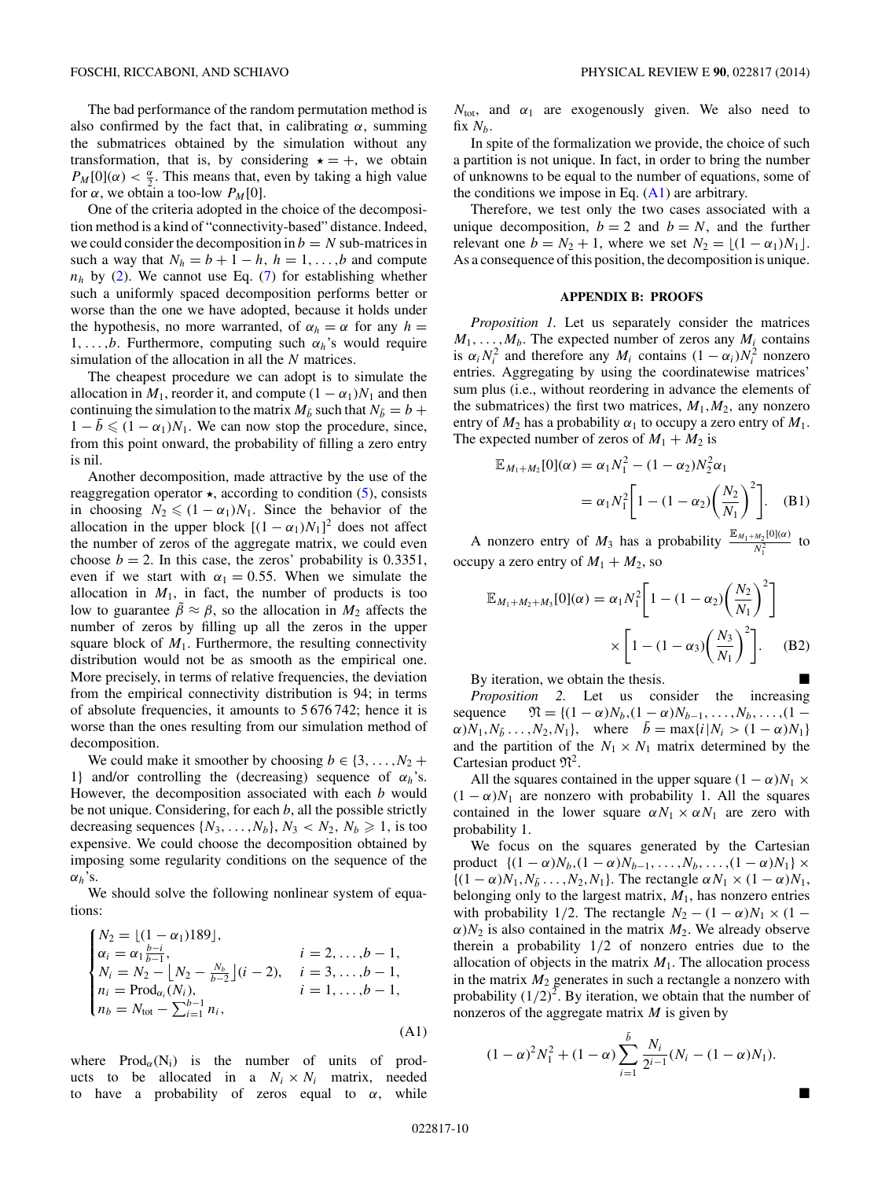The bad performance of the random permutation method is also confirmed by the fact that, in calibrating $\alpha$, summing the submatrices obtained by the simulation without any transformation, that is, by considering $\star = +$, we obtain $P_M[0](\alpha) < \frac{\alpha}{2}$. This means that, even by taking a high value for $\alpha$, we obtain a too-low $P_M[0]$.

One of the criteria adopted in the choice of the decomposition method is a kind of "connectivity-based" distance. Indeed, we could consider the decomposition in $b = N$ sub-matrices in such a way that $N_h = b + 1 - h$, $h = 1, \ldots, b$ and compute $n_h$ by (2). We cannot use Eq. (7) for establishing whether such a uniformly spaced decomposition performs better or worse than the one we have adopted, because it holds under the hypothesis, no more warranted, of $\alpha_h = \alpha$ for any $h = 1, \ldots, b$. Furthermore, computing such $\alpha_h$'s would require simulation of the allocation in all the $N$ matrices.

The cheapest procedure we can adopt is to simulate the allocation in $M_1$, reorder it, and compute $(1 - \alpha_1)N_1$ and then continuing the simulation to the matrix $M_{\bar{b}}$ such that $N_{\bar{b}} = b + 1 - \bar{b} \leqslant (1 - \alpha_1)N_1$. We can now stop the procedure, since, from this point onward, the probability of filling a zero entry is nil.

Another decomposition, made attractive by the use of the reaggregation operator $\star$, according to condition (5), consists in choosing $N_2 \leqslant (1 - \alpha_1)N_1$. Since the behavior of the allocation in the upper block $[(1 - \alpha_1)N_1]^2$ does not affect the number of zeros of the aggregate matrix, we could even choose $b = 2$. In this case, the zeros' probability is 0.3351, even if we start with $\alpha_1 = 0.55$. When we simulate the allocation in $M_1$, in fact, the number of products is too low to guarantee $\tilde{\beta} \approx \beta$, so the allocation in $M_2$ affects the number of zeros by filling up all the zeros in the upper square block of $M_1$. Furthermore, the resulting connectivity distribution would not be as smooth as the empirical one. More precisely, in terms of relative frequencies, the deviation from the empirical connectivity distribution is 94; in terms of absolute frequencies, it amounts to 5 676 742; hence it is worse than the ones resulting from our simulation method of decomposition.

We could make it smoother by choosing $b \in \{3, \ldots, N_2 + 1\}$ and/or controlling the (decreasing) sequence of $\alpha_h$'s. However, the decomposition associated with each $b$ would be not unique. Considering, for each $b$, all the possible strictly decreasing sequences $\{N_3, \ldots, N_b\}$, $N_3 < N_2$, $N_b \geqslant 1$, is too expensive. We could choose the decomposition obtained by imposing some regularity conditions on the sequence of the $\alpha_h$'s.

We should solve the following nonlinear system of equations:

$$\begin{cases} N_2 = \lfloor (1 - \alpha_1)189 \rfloor, & \\ \alpha_i = \alpha_1 \frac{b-i}{b-1}, & i = 2, \ldots, b-1, \\ N_i = N_2 - \left\lfloor N_2 - \frac{N_b}{b-2} \right\rfloor (i-2), & i = 3, \ldots, b-1, \\ n_i = \mathrm{Prod}_{\alpha_i}(N_i), & i = 1, \ldots, b-1, \\ n_b = N_{\mathrm{tot}} - \sum_{i=1}^{b-1} n_i, & \end{cases} \tag{A1}$$

where $\mathrm{Prod}_\alpha(\mathrm{N_i})$ is the number of units of products to be allocated in a $N_i \times N_i$ matrix, needed to have a probability of zeros equal to $\alpha$, while $N_{\mathrm{tot}}$, and $\alpha_1$ are exogenously given. We also need to fix $N_b$.

In spite of the formalization we provide, the choice of such a partition is not unique. In fact, in order to bring the number of unknowns to be equal to the number of equations, some of the conditions we impose in Eq. (A1) are arbitrary.

Therefore, we test only the two cases associated with a unique decomposition, $b = 2$ and $b = N$, and the further relevant one $b = N_2 + 1$, where we set $N_2 = \lfloor (1 - \alpha_1)N_1 \rfloor$. As a consequence of this position, the decomposition is unique.

## APPENDIX B: PROOFS

*Proposition 1.* Let us separately consider the matrices $M_1, \ldots, M_b$. The expected number of zeros any $M_i$ contains is $\alpha_i N_i^2$ and therefore any $M_i$ contains $(1 - \alpha_i)N_i^2$ nonzero entries. Aggregating by using the coordinatewise matrices' sum plus (i.e., without reordering in advance the elements of the submatrices) the first two matrices, $M_1, M_2$, any nonzero entry of $M_2$ has a probability $\alpha_1$ to occupy a zero entry of $M_1$. The expected number of zeros of $M_1 + M_2$ is

$$\begin{aligned} \mathbb{E}_{M_1+M_2}[0](\alpha) &= \alpha_1 N_1^2 - (1 - \alpha_2)N_2^2 \alpha_1 \\ &= \alpha_1 N_1^2 \left[ 1 - (1 - \alpha_2)\left(\frac{N_2}{N_1}\right)^2 \right]. \end{aligned} \tag{B1}$$

A nonzero entry of $M_3$ has a probability $\frac{\mathbb{E}_{M_1+M_2}[0](\alpha)}{N_1^2}$ to occupy a zero entry of $M_1 + M_2$, so

$$\begin{aligned} \mathbb{E}_{M_1+M_2+M_3}[0](\alpha) &= \alpha_1 N_1^2 \left[ 1 - (1 - \alpha_2)\left(\frac{N_2}{N_1}\right)^2 \right] \\ &\quad \times \left[ 1 - (1 - \alpha_3)\left(\frac{N_3}{N_1}\right)^2 \right]. \end{aligned} \tag{B2}$$

By iteration, we obtain the thesis. ■

*Proposition 2.* Let us consider the increasing sequence $\mathfrak{N} = \{(1 - \alpha)N_b, (1 - \alpha)N_{b-1}, \ldots, N_b, \ldots, (1 - \alpha)N_1, N_{\bar{b}} \ldots, N_2, N_1\}$, where $\bar{b} = \max\{i | N_i > (1 - \alpha)N_1\}$ and the partition of the $N_1 \times N_1$ matrix determined by the Cartesian product $\mathfrak{N}^2$.

All the squares contained in the upper square $(1 - \alpha)N_1 \times (1 - \alpha)N_1$ are nonzero with probability 1. All the squares contained in the lower square $\alpha N_1 \times \alpha N_1$ are zero with probability 1.

We focus on the squares generated by the Cartesian product $\{(1 - \alpha)N_b, (1 - \alpha)N_{b-1}, \ldots, N_b, \ldots, (1 - \alpha)N_1\} \times \{(1 - \alpha)N_1, N_{\bar{b}} \ldots, N_2, N_1\}$. The rectangle $\alpha N_1 \times (1 - \alpha)N_1$, belonging only to the largest matrix, $M_1$, has nonzero entries with probability $1/2$. The rectangle $N_2 - (1 - \alpha)N_1 \times (1 - \alpha)N_2$ is also contained in the matrix $M_2$. We already observe therein a probability $1/2$ of nonzero entries due to the allocation of objects in the matrix $M_1$. The allocation process in the matrix $M_2$ generates in such a rectangle a nonzero with probability $(1/2)^2$. By iteration, we obtain that the number of nonzeros of the aggregate matrix $M$ is given by

$$(1 - \alpha)^2 N_1^2 + (1 - \alpha) \sum_{i=1}^{\bar{b}} \frac{N_i}{2^{i-1}} (N_i - (1 - \alpha)N_1).$$

■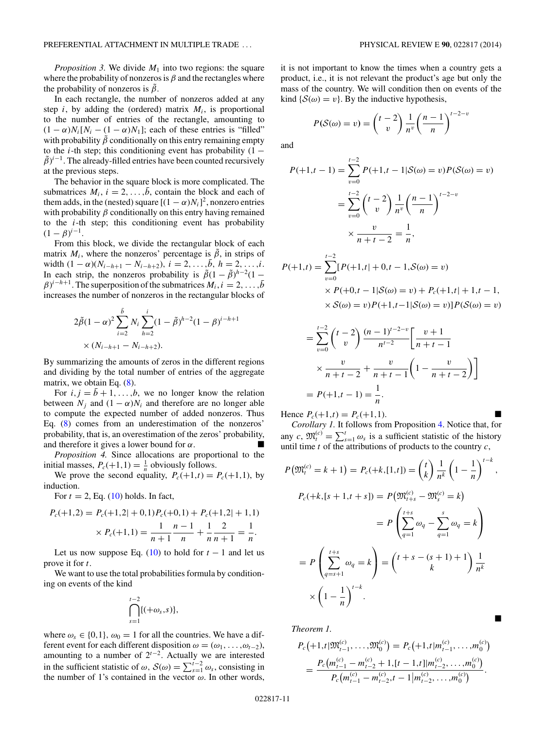*Proposition 3.* We divide $M_1$ into two regions: the square where the probability of nonzeros is $\beta$ and the rectangles where the probability of nonzeros is $\tilde{\beta}$.

In each rectangle, the number of nonzeros added at any step $i$, by adding the (ordered) matrix $M_i$, is proportional to the number of entries of the rectangle, amounting to $(1-\alpha)N_i[N_i-(1-\alpha)N_1]$; each of these entries is "filled" with probability $\tilde{\beta}$ conditionally on this entry remaining empty to the $i$-th step; this conditioning event has probability $(1-\tilde{\beta})^{i-1}$. The already-filled entries have been counted recursively at the previous steps.

The behavior in the square block is more complicated. The submatrices $M_i$, $i=2,\ldots,\bar{b}$, contain the block and each of them adds, in the (nested) square $[(1-\alpha)N_i]^2$, nonzero entries with probability $\beta$ conditionally on this entry having remained to the $i$-th step; this conditioning event has probability $(1-\beta)^{i-1}$.

From this block, we divide the rectangular block of each matrix $M_i$, where the nonzeros' percentage is $\tilde{\beta}$, in strips of width $(1-\alpha)(N_{i-h+1}-N_{i-h+2})$, $i=2,\ldots,\bar{b}$, $h=2,\ldots,i$. In each strip, the nonzeros probability is $\tilde{\beta}(1-\tilde{\beta})^{h-2}(1-\beta)^{i-h+1}$. The superposition of the submatrices $M_i, i=2,\ldots,\bar{b}$ increases the number of nonzeros in the rectangular blocks of

$$2\tilde{\beta}(1-\alpha)^2\sum_{i=2}^{\bar{b}}N_i\sum_{h=2}^{i}(1-\tilde{\beta})^{h-2}(1-\beta)^{i-h+1}\times(N_{i-h+1}-N_{i-h+2}).$$

By summarizing the amounts of zeros in the different regions and dividing by the total number of entries of the aggregate matrix, we obtain Eq. (8).

For $i,j=\bar{b}+1,\ldots,b$, we no longer know the relation between $N_j$ and $(1-\alpha)N_i$ and therefore are no longer able to compute the expected number of added nonzeros. Thus Eq. (8) comes from an underestimation of the nonzeros' probability, that is, an overestimation of the zeros' probability, and therefore it gives a lower bound for $\alpha$. ■

*Proposition 4.* Since allocations are proportional to the initial masses, $P_c(+1,1)=\frac{1}{n}$ obviously follows.

We prove the second equality, $P_c(+1,t)=P_c(+1,1)$, by induction.

For $t=2$, Eq. (10) holds. In fact,

$$P_c(+1,2)=P_c(+1,2|+0,1)P_c(+0,1)+P_c(+1,2|+1,1)\times P_c(+1,1)=\frac{1}{n+1}\frac{n-1}{n}+\frac{1}{n}\frac{2}{n+1}=\frac{1}{n}.$$

Let us now suppose Eq. (10) to hold for $t-1$ and let us prove it for $t$.

We want to use the total probabilities formula by conditioning on events of the kind

$$\bigcap_{s=1}^{t-2}\{(+\omega_s,s)\},$$

where $\omega_s\in\{0,1\}$, $\omega_0=1$ for all the countries. We have a different event for each different disposition $\omega=(\omega_1,\ldots,\omega_{t-2})$, amounting to a number of $2^{t-2}$. Actually we are interested in the sufficient statistic of $\omega$, $\mathcal{S}(\omega)=\sum_{s=1}^{t-2}\omega_s$, consisting in the number of 1's contained in the vector $\omega$. In other words, it is not important to know the times when a country gets a product, i.e., it is not relevant the product's age but only the mass of the country. We will condition then on events of the kind $\{\mathcal{S}(\omega)=v\}$. By the inductive hypothesis,

$$P(\mathcal{S}(\omega)=v)=\binom{t-2}{v}\frac{1}{n^v}\left(\frac{n-1}{n}\right)^{t-2-v}$$

and

$$\begin{aligned}P(+1,t-1)&=\sum_{v=0}^{t-2}P(+1,t-1|\mathcal{S}(\omega)=v)P(\mathcal{S}(\omega)=v)\\&=\sum_{v=0}^{t-2}\binom{t-2}{v}\frac{1}{n^v}\left(\frac{n-1}{n}\right)^{t-2-v}\\&\quad\times\frac{v}{n+t-2}=\frac{1}{n},\end{aligned}$$

$$\begin{aligned}P(+1,t)&=\sum_{v=0}^{t-2}[P(+1,t|+0,t-1,\mathcal{S}(\omega)=v)\\&\quad\times P(+0,t-1|\mathcal{S}(\omega)=v)+P_c(+1,t|+1,t-1,\\&\quad\times\mathcal{S}(\omega)=v)P(+1,t-1|\mathcal{S}(\omega)=v)]P(\mathcal{S}(\omega)=v)\\&=\sum_{v=0}^{t-2}\binom{t-2}{v}\frac{(n-1)^{t-2-v}}{n^{t-2}}\left[\frac{v+1}{n+t-1}\right.\\&\quad\left.\times\frac{v}{n+t-2}+\frac{v}{n+t-1}\left(1-\frac{v}{n+t-2}\right)\right]\\&=P(+1,t-1)=\frac{1}{n}.\end{aligned}$$

Hence $P_c(+1,t)=P_c(+1,1)$. ■

*Corollary 1.* It follows from Proposition 4. Notice that, for any $c$, $\mathfrak{M}_t^{(c)}=\sum_{s=1}^{t}\omega_s$ is a sufficient statistic of the history until time $t$ of the attributions of products to the country $c$,

$$P\big(\mathfrak{M}_t^{(c)}=k+1\big)=P_c(+k,[1,t])=\binom{t}{k}\frac{1}{n^k}\left(1-\frac{1}{n}\right)^{t-k},$$

$$\begin{aligned}P_c(+k,[s+1,t+s])&=P\big(\mathfrak{M}_{t+s}^{(c)}-\mathfrak{M}_s^{(c)}=k\big)\\&=P\left(\sum_{q=1}^{t+s}\omega_q-\sum_{q=1}^{s}\omega_q=k\right)\\&=P\left(\sum_{q=s+1}^{t+s}\omega_q=k\right)=\binom{t+s-(s+1)+1}{k}\frac{1}{n^k}\\&\quad\times\left(1-\frac{1}{n}\right)^{t-k}.\end{aligned}$$

■

*Theorem 1.*

$$\begin{aligned}P_c\big(+1,t|\mathfrak{M}_{t-1}^{(c)},\ldots,\mathfrak{M}_0^{(c)}\big)&=P_c\big(+1,t|m_{t-1}^{(c)},\ldots,m_0^{(c)}\big)\\&=\frac{P_c\big(m_{t-1}^{(c)}-m_{t-2}^{(c)}+1,[t-1,t]|m_{t-2}^{(c)},\ldots,m_0^{(c)}\big)}{P_c\big(m_{t-1}^{(c)}-m_{t-2}^{(c)},t-1\big|m_{t-2}^{(c)},\ldots,m_0^{(c)}\big)}.\end{aligned}$$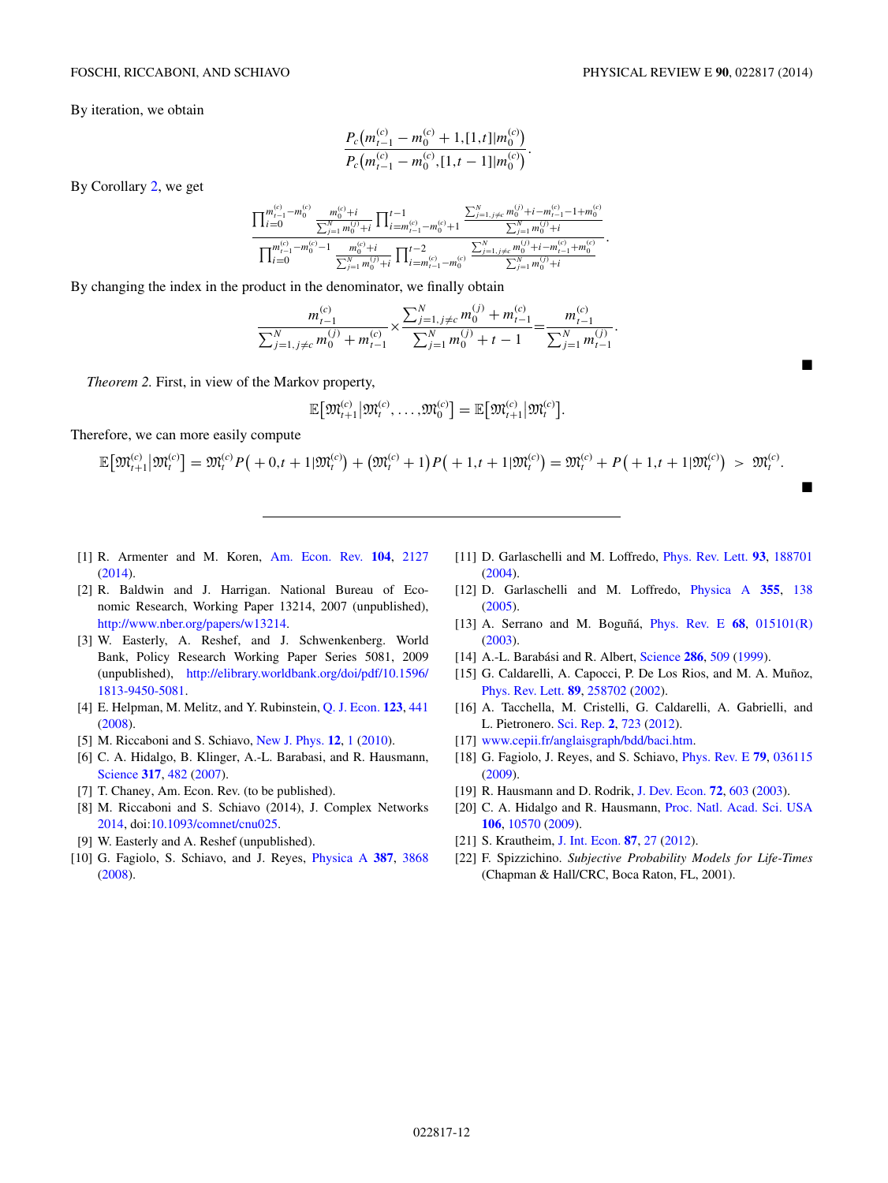By iteration, we obtain

$$\frac{P_c\left(m_{t-1}^{(c)} - m_0^{(c)} + 1, [1,t] | m_0^{(c)}\right)}{P_c\left(m_{t-1}^{(c)} - m_0^{(c)}, [1, t-1] | m_0^{(c)}\right)}.$$

By Corollary 2, we get

$$\frac{\prod_{i=0}^{m_{t-1}^{(c)} - m_0^{(c)}} \frac{m_0^{(c)}+i}{\sum_{j=1}^{N} m_0^{(j)}+i} \prod_{i=m_{t-1}^{(c)}-m_0^{(c)}+1}^{t-1} \frac{\sum_{j=1, j\neq c}^{N} m_0^{(j)} + i - m_{t-1}^{(c)} - 1 + m_0^{(c)}}{\sum_{j=1}^{N} m_0^{(j)}+i}}{\prod_{i=0}^{m_{t-1}^{(c)} - m_0^{(c)}-1} \frac{m_0^{(c)}+i}{\sum_{j=1}^{N} m_0^{(j)}+i} \prod_{i=m_{t-1}^{(c)}-m_0^{(c)}}^{t-2} \frac{\sum_{j=1, j\neq c}^{N} m_0^{(j)} + i - m_{t-1}^{(c)} + m_0^{(c)}}{\sum_{j=1}^{N} m_0^{(j)}+i}}.$$

By changing the index in the product in the denominator, we finally obtain

$$\frac{m_{t-1}^{(c)}}{\sum_{j=1, j\neq c}^{N} m_0^{(j)} + m_{t-1}^{(c)}} \times \frac{\sum_{j=1, j\neq c}^{N} m_0^{(j)} + m_{t-1}^{(c)}}{\sum_{j=1}^{N} m_0^{(j)} + t - 1} = \frac{m_{t-1}^{(c)}}{\sum_{j=1}^{N} m_{t-1}^{(j)}}.$$

■

*Theorem 2.* First, in view of the Markov property,

$$\mathbb{E}\left[\mathfrak{M}_{t+1}^{(c)} | \mathfrak{M}_t^{(c)}, \ldots, \mathfrak{M}_0^{(c)}\right] = \mathbb{E}\left[\mathfrak{M}_{t+1}^{(c)} | \mathfrak{M}_t^{(c)}\right].$$

Therefore, we can more easily compute

$$\mathbb{E}\left[\mathfrak{M}_{t+1}^{(c)} | \mathfrak{M}_t^{(c)}\right] = \mathfrak{M}_t^{(c)} P\left(+0, t+1 | \mathfrak{M}_t^{(c)}\right) + \left(\mathfrak{M}_t^{(c)} + 1\right) P\left(+1, t+1 | \mathfrak{M}_t^{(c)}\right) = \mathfrak{M}_t^{(c)} + P\left(+1, t+1 | \mathfrak{M}_t^{(c)}\right) > \mathfrak{M}_t^{(c)}.$$

■

---

[1] R. Armenter and M. Koren, Am. Econ. Rev. **104**, 2127 (2014).

[2] R. Baldwin and J. Harrigan. National Bureau of Economic Research, Working Paper 13214, 2007 (unpublished), http://www.nber.org/papers/w13214.

[3] W. Easterly, A. Reshef, and J. Schwenkenberg. World Bank, Policy Research Working Paper Series 5081, 2009 (unpublished), http://elibrary.worldbank.org/doi/pdf/10.1596/1813-9450-5081.

[4] E. Helpman, M. Melitz, and Y. Rubinstein, Q. J. Econ. **123**, 441 (2008).

[5] M. Riccaboni and S. Schiavo, New J. Phys. **12**, 1 (2010).

[6] C. A. Hidalgo, B. Klinger, A.-L. Barabasi, and R. Hausmann, Science **317**, 482 (2007).

[7] T. Chaney, Am. Econ. Rev. (to be published).

[8] M. Riccaboni and S. Schiavo (2014), J. Complex Networks 2014, doi:10.1093/comnet/cnu025.

[9] W. Easterly and A. Reshef (unpublished).

[10] G. Fagiolo, S. Schiavo, and J. Reyes, Physica A **387**, 3868 (2008).

[11] D. Garlaschelli and M. Loffredo, Phys. Rev. Lett. **93**, 188701 (2004).

[12] D. Garlaschelli and M. Loffredo, Physica A **355**, 138 (2005).

[13] A. Serrano and M. Boguñá, Phys. Rev. E **68**, 015101(R) (2003).

[14] A.-L. Barabási and R. Albert, Science **286**, 509 (1999).

[15] G. Caldarelli, A. Capocci, P. De Los Rios, and M. A. Muñoz, Phys. Rev. Lett. **89**, 258702 (2002).

[16] A. Tacchella, M. Cristelli, G. Caldarelli, A. Gabrielli, and L. Pietronero. Sci. Rep. **2**, 723 (2012).

[17] www.cepii.fr/anglaisgraph/bdd/baci.htm.

[18] G. Fagiolo, J. Reyes, and S. Schiavo, Phys. Rev. E **79**, 036115 (2009).

[19] R. Hausmann and D. Rodrik, J. Dev. Econ. **72**, 603 (2003).

[20] C. A. Hidalgo and R. Hausmann, Proc. Natl. Acad. Sci. USA **106**, 10570 (2009).

[21] S. Krautheim, J. Int. Econ. **87**, 27 (2012).

[22] F. Spizzichino. *Subjective Probability Models for Life-Times* (Chapman & Hall/CRC, Boca Raton, FL, 2001).